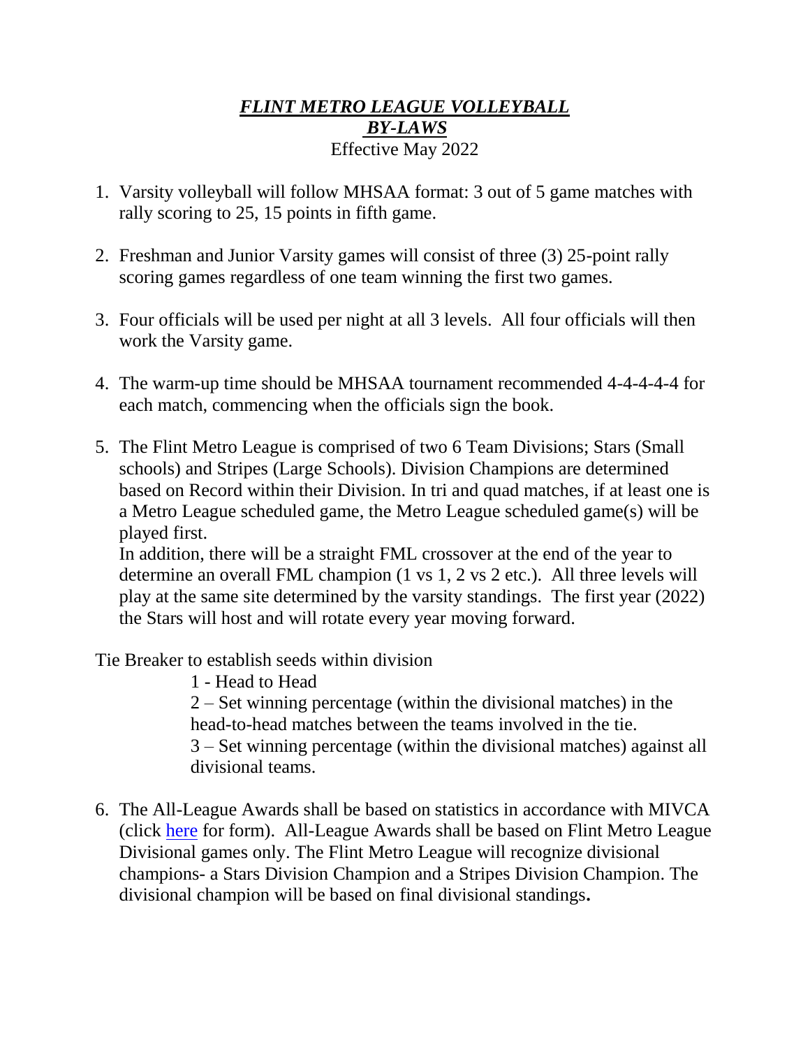# ***FLINT METRO LEAGUE VOLLEYBALL***
## ***BY-LAWS***

Effective May 2022

1. Varsity volleyball will follow MHSAA format: 3 out of 5 game matches with rally scoring to 25, 15 points in fifth game.

2. Freshman and Junior Varsity games will consist of three (3) 25-point rally scoring games regardless of one team winning the first two games.

3. Four officials will be used per night at all 3 levels. All four officials will then work the Varsity game.

4. The warm-up time should be MHSAA tournament recommended 4-4-4-4-4 for each match, commencing when the officials sign the book.

5. The Flint Metro League is comprised of two 6 Team Divisions; Stars (Small schools) and Stripes (Large Schools). Division Champions are determined based on Record within their Division. In tri and quad matches, if at least one is a Metro League scheduled game, the Metro League scheduled game(s) will be played first.
   In addition, there will be a straight FML crossover at the end of the year to determine an overall FML champion (1 vs 1, 2 vs 2 etc.). All three levels will play at the same site determined by the varsity standings. The first year (2022) the Stars will host and will rotate every year moving forward.

Tie Breaker to establish seeds within division

- 1 - Head to Head
- 2 – Set winning percentage (within the divisional matches) in the head-to-head matches between the teams involved in the tie.
- 3 – Set winning percentage (within the divisional matches) against all divisional teams.

6. The All-League Awards shall be based on statistics in accordance with MIVCA (click here for form). All-League Awards shall be based on Flint Metro League Divisional games only. The Flint Metro League will recognize divisional champions- a Stars Division Champion and a Stripes Division Champion. The divisional champion will be based on final divisional standings**.**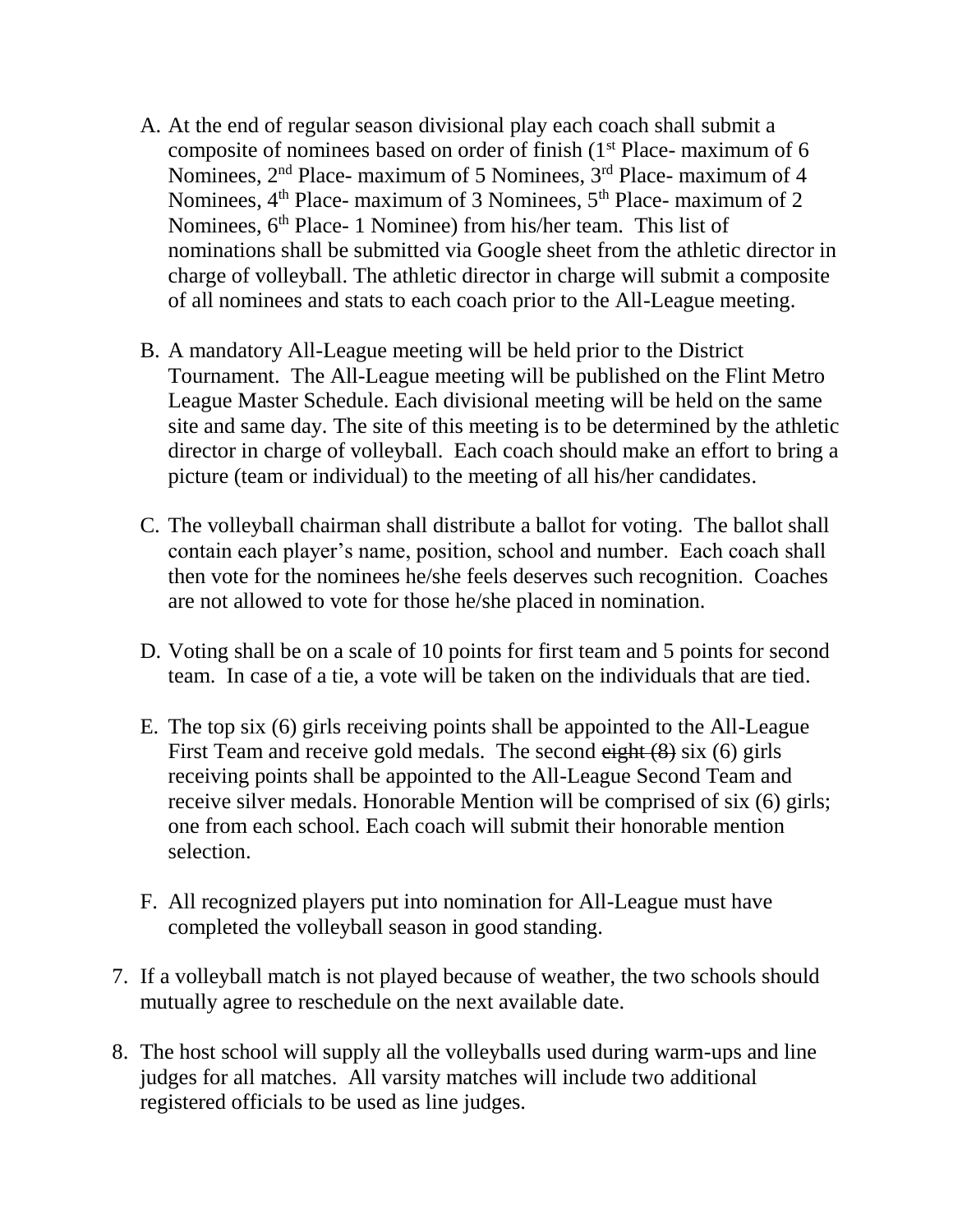A. At the end of regular season divisional play each coach shall submit a composite of nominees based on order of finish (1st Place- maximum of 6 Nominees, 2nd Place- maximum of 5 Nominees, 3rd Place- maximum of 4 Nominees, 4th Place- maximum of 3 Nominees, 5th Place- maximum of 2 Nominees, 6th Place- 1 Nominee) from his/her team. This list of nominations shall be submitted via Google sheet from the athletic director in charge of volleyball. The athletic director in charge will submit a composite of all nominees and stats to each coach prior to the All-League meeting.

B. A mandatory All-League meeting will be held prior to the District Tournament. The All-League meeting will be published on the Flint Metro League Master Schedule. Each divisional meeting will be held on the same site and same day. The site of this meeting is to be determined by the athletic director in charge of volleyball. Each coach should make an effort to bring a picture (team or individual) to the meeting of all his/her candidates.

C. The volleyball chairman shall distribute a ballot for voting. The ballot shall contain each player's name, position, school and number. Each coach shall then vote for the nominees he/she feels deserves such recognition. Coaches are not allowed to vote for those he/she placed in nomination.

D. Voting shall be on a scale of 10 points for first team and 5 points for second team. In case of a tie, a vote will be taken on the individuals that are tied.

E. The top six (6) girls receiving points shall be appointed to the All-League First Team and receive gold medals. The second ~~eight (8)~~ six (6) girls receiving points shall be appointed to the All-League Second Team and receive silver medals. Honorable Mention will be comprised of six (6) girls; one from each school. Each coach will submit their honorable mention selection.

F. All recognized players put into nomination for All-League must have completed the volleyball season in good standing.

7. If a volleyball match is not played because of weather, the two schools should mutually agree to reschedule on the next available date.

8. The host school will supply all the volleyballs used during warm-ups and line judges for all matches. All varsity matches will include two additional registered officials to be used as line judges.